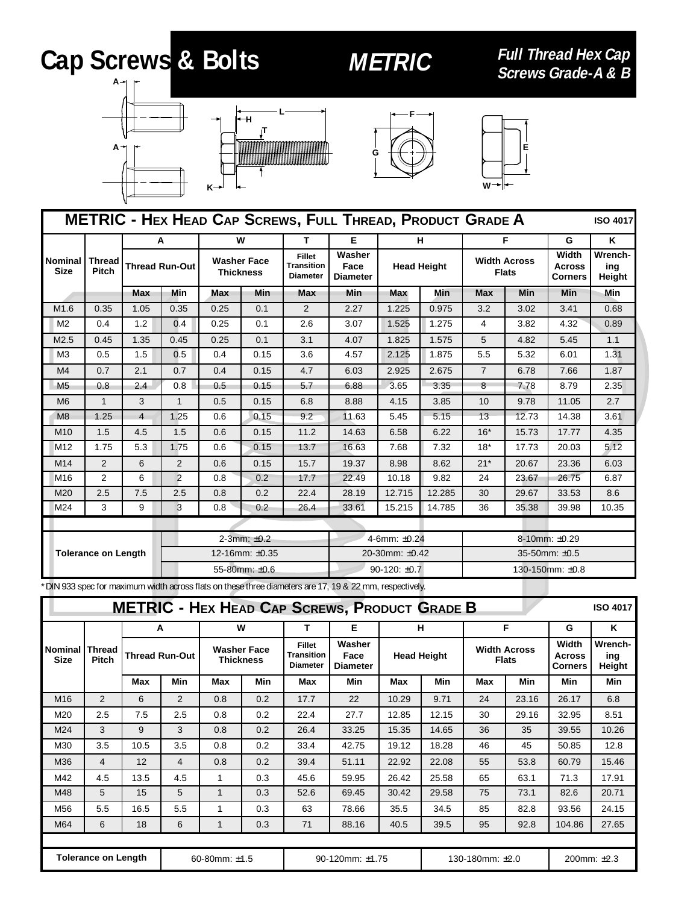# Cap Screws & Bolts

## METRIC

### Full Thread Hex Cap Screws Grade-A & B

## METRIC - Hex Head Cap Screws, Full Thread, Product Grade A

ISO 4017

| Nominal Size | Thread Pitch | A | | W | | T | E | H | | F | | G | K |
|---|---|---|---|---|---|---|---|---|---|---|---|---|---|
| | | Thread Run-Out | | Washer Face Thickness | | Fillet Transition Diameter | Washer Face Diameter | Head Height | | Width Across Flats | | Width Across Corners | Wrench-ing Height |
| | | Max | Min | Max | Min | Max | Min | Max | Min | Max | Min | Min | Min |
| M1.6 | 0.35 | 1.05 | 0.35 | 0.25 | 0.1 | 2 | 2.27 | 1.225 | 0.975 | 3.2 | 3.02 | 3.41 | 0.68 |
| M2 | 0.4 | 1.2 | 0.4 | 0.25 | 0.1 | 2.6 | 3.07 | 1.525 | 1.275 | 4 | 3.82 | 4.32 | 0.89 |
| M2.5 | 0.45 | 1.35 | 0.45 | 0.25 | 0.1 | 3.1 | 4.07 | 1.825 | 1.575 | 5 | 4.82 | 5.45 | 1.1 |
| M3 | 0.5 | 1.5 | 0.5 | 0.4 | 0.15 | 3.6 | 4.57 | 2.125 | 1.875 | 5.5 | 5.32 | 6.01 | 1.31 |
| M4 | 0.7 | 2.1 | 0.7 | 0.4 | 0.15 | 4.7 | 6.03 | 2.925 | 2.675 | 7 | 6.78 | 7.66 | 1.87 |
| M5 | 0.8 | 2.4 | 0.8 | 0.5 | 0.15 | 5.7 | 6.88 | 3.65 | 3.35 | 8 | 7.78 | 8.79 | 2.35 |
| M6 | 1 | 3 | 1 | 0.5 | 0.15 | 6.8 | 8.88 | 4.15 | 3.85 | 10 | 9.78 | 11.05 | 2.7 |
| M8 | 1.25 | 4 | 1.25 | 0.6 | 0.15 | 9.2 | 11.63 | 5.45 | 5.15 | 13 | 12.73 | 14.38 | 3.61 |
| M10 | 1.5 | 4.5 | 1.5 | 0.6 | 0.15 | 11.2 | 14.63 | 6.58 | 6.22 | 16* | 15.73 | 17.77 | 4.35 |
| M12 | 1.75 | 5.3 | 1.75 | 0.6 | 0.15 | 13.7 | 16.63 | 7.68 | 7.32 | 18* | 17.73 | 20.03 | 5.12 |
| M14 | 2 | 6 | 2 | 0.6 | 0.15 | 15.7 | 19.37 | 8.98 | 8.62 | 21* | 20.67 | 23.36 | 6.03 |
| M16 | 2 | 6 | 2 | 0.8 | 0.2 | 17.7 | 22.49 | 10.18 | 9.82 | 24 | 23.67 | 26.75 | 6.87 |
| M20 | 2.5 | 7.5 | 2.5 | 0.8 | 0.2 | 22.4 | 28.19 | 12.715 | 12.285 | 30 | 29.67 | 33.53 | 8.6 |
| M24 | 3 | 9 | 3 | 0.8 | 0.2 | 26.4 | 33.61 | 15.215 | 14.785 | 36 | 35.38 | 39.98 | 10.35 |

| Tolerance on Length | | | |
|---|---|---|---|
| | 2-3mm: ±0.2 | 4-6mm: ±0.24 | 8-10mm: ±0.29 |
| | 12-16mm: ±0.35 | 20-30mm: ±0.42 | 35-50mm: ±0.5 |
| | 55-80mm: ±0.6 | 90-120: ±0.7 | 130-150mm: ±0.8 |

* DIN 933 spec for maximum width across flats on these three diameters are 17, 19 & 22 mm, respectively.

## METRIC - Hex Head Cap Screws, Product Grade B

ISO 4017

| Nominal Size | Thread Pitch | A | | W | | T | E | H | | F | | G | K |
|---|---|---|---|---|---|---|---|---|---|---|---|---|---|
| | | Thread Run-Out | | Washer Face Thickness | | Fillet Transition Diameter | Washer Face Diameter | Head Height | | Width Across Flats | | Width Across Corners | Wrench-ing Height |
| | | Max | Min | Max | Min | Max | Min | Max | Min | Max | Min | Min | Min |
| M16 | 2 | 6 | 2 | 0.8 | 0.2 | 17.7 | 22 | 10.29 | 9.71 | 24 | 23.16 | 26.17 | 6.8 |
| M20 | 2.5 | 7.5 | 2.5 | 0.8 | 0.2 | 22.4 | 27.7 | 12.85 | 12.15 | 30 | 29.16 | 32.95 | 8.51 |
| M24 | 3 | 9 | 3 | 0.8 | 0.2 | 26.4 | 33.25 | 15.35 | 14.65 | 36 | 35 | 39.55 | 10.26 |
| M30 | 3.5 | 10.5 | 3.5 | 0.8 | 0.2 | 33.4 | 42.75 | 19.12 | 18.28 | 46 | 45 | 50.85 | 12.8 |
| M36 | 4 | 12 | 4 | 0.8 | 0.2 | 39.4 | 51.11 | 22.92 | 22.08 | 55 | 53.8 | 60.79 | 15.46 |
| M42 | 4.5 | 13.5 | 4.5 | 1 | 0.3 | 45.6 | 59.95 | 26.42 | 25.58 | 65 | 63.1 | 71.3 | 17.91 |
| M48 | 5 | 15 | 5 | 1 | 0.3 | 52.6 | 69.45 | 30.42 | 29.58 | 75 | 73.1 | 82.6 | 20.71 |
| M56 | 5.5 | 16.5 | 5.5 | 1 | 0.3 | 63 | 78.66 | 35.5 | 34.5 | 85 | 82.8 | 93.56 | 24.15 |
| M64 | 6 | 18 | 6 | 1 | 0.3 | 71 | 88.16 | 40.5 | 39.5 | 95 | 92.8 | 104.86 | 27.65 |

| Tolerance on Length | 60-80mm: ±1.5 | 90-120mm: ±1.75 | 130-180mm: ±2.0 | 200mm: ±2.3 |
|---|---|---|---|---|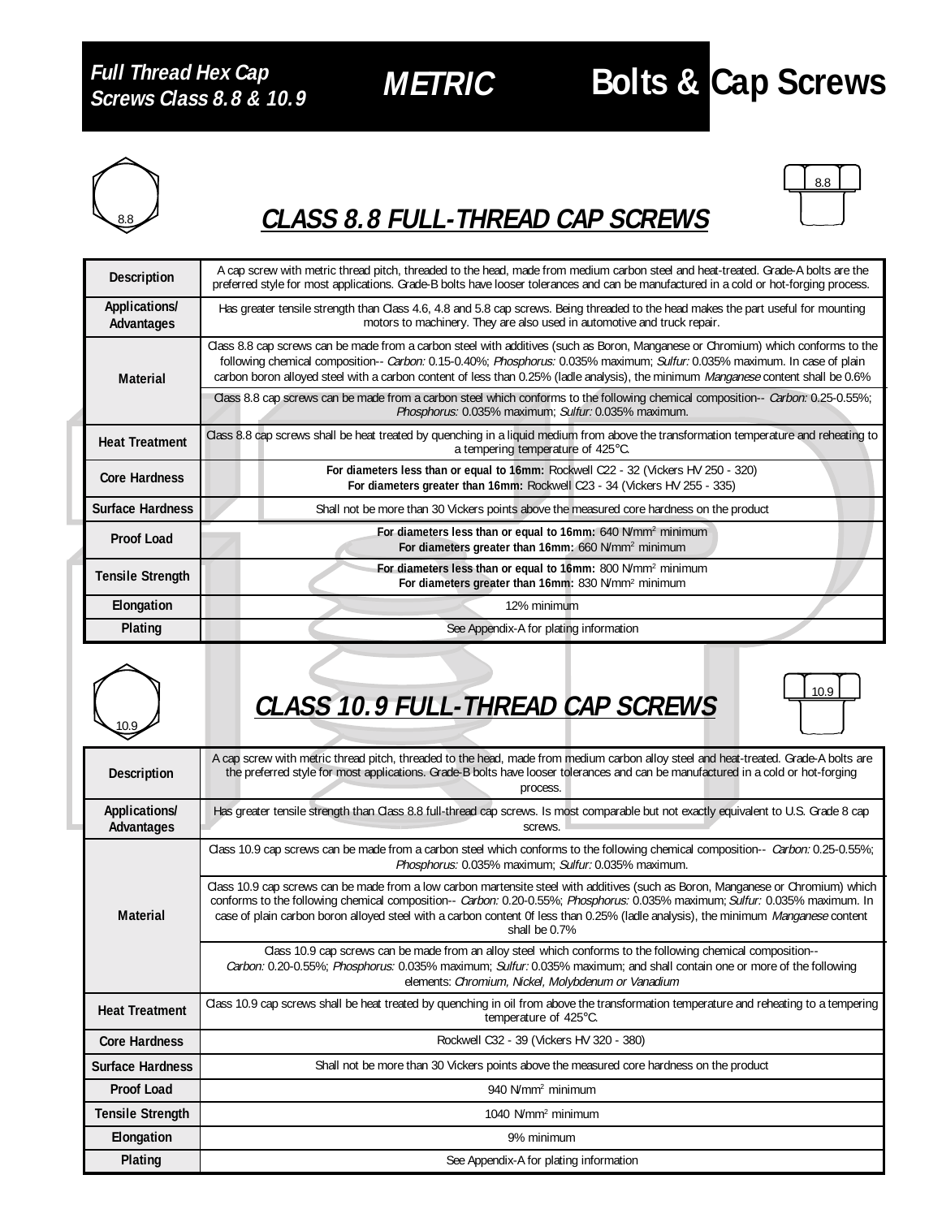# Full Thread Hex Cap Screws Class 8.8 & 10.9 — METRIC — Bolts & Cap Screws

## CLASS 8.8 FULL-THREAD CAP SCREWS

| | |
|---|---|
| **Description** | A cap screw with metric thread pitch, threaded to the head, made from medium carbon steel and heat-treated. Grade-A bolts are the preferred style for most applications. Grade-B bolts have looser tolerances and can be manufactured in a cold or hot-forging process. |
| **Applications/ Advantages** | Has greater tensile strength than Class 4.6, 4.8 and 5.8 cap screws. Being threaded to the head makes the part useful for mounting motors to machinery. They are also used in automotive and truck repair. |
| **Material** | Class 8.8 cap screws can be made from a carbon steel with additives (such as Boron, Manganese or Chromium) which conforms to the following chemical composition-- *Carbon:* 0.15-0.40%; *Phosphorus:* 0.035% maximum; *Sulfur:* 0.035% maximum. In case of plain carbon boron alloyed steel with a carbon content of less than 0.25% (ladle analysis), the minimum *Manganese* content shall be 0.6% |
| | Class 8.8 cap screws can be made from a carbon steel which conforms to the following chemical composition-- *Carbon:* 0.25-0.55%; *Phosphorus:* 0.035% maximum; *Sulfur:* 0.035% maximum. |
| **Heat Treatment** | Class 8.8 cap screws shall be heat treated by quenching in a liquid medium from above the transformation temperature and reheating to a tempering temperature of 425°C. |
| **Core Hardness** | **For diameters less than or equal to 16mm:** Rockwell C22 - 32 (Vickers HV 250 - 320)<br>**For diameters greater than 16mm:** Rockwell C23 - 34 (Vickers HV 255 - 335) |
| **Surface Hardness** | Shall not be more than 30 Vickers points above the measured core hardness on the product |
| **Proof Load** | **For diameters less than or equal to 16mm:** 640 N/mm$^2$ minimum<br>**For diameters greater than 16mm:** 660 N/mm$^2$ minimum |
| **Tensile Strength** | **For diameters less than or equal to 16mm:** 800 N/mm$^2$ minimum<br>**For diameters greater than 16mm:** 830 N/mm$^2$ minimum |
| **Elongation** | 12% minimum |
| **Plating** | See Appendix-A for plating information |

## CLASS 10.9 FULL-THREAD CAP SCREWS

| | |
|---|---|
| **Description** | A cap screw with metric thread pitch, threaded to the head, made from medium carbon alloy steel and heat-treated. Grade-A bolts are the preferred style for most applications. Grade-B bolts have looser tolerances and can be manufactured in a cold or hot-forging process. |
| **Applications/ Advantages** | Has greater tensile strength than Class 8.8 full-thread cap screws. Is most comparable but not exactly equivalent to U.S. Grade 8 cap screws. |
| **Material** | Class 10.9 cap screws can be made from a carbon steel which conforms to the following chemical composition-- *Carbon:* 0.25-0.55%; *Phosphorus:* 0.035% maximum; *Sulfur:* 0.035% maximum. |
| | Class 10.9 cap screws can be made from a low carbon martensite steel with additives (such as Boron, Manganese or Chromium) which conforms to the following chemical composition-- *Carbon:* 0.20-0.55%; *Phosphorus:* 0.035% maximum; *Sulfur:* 0.035% maximum. In case of plain carbon boron alloyed steel with a carbon content 0f less than 0.25% (ladle analysis), the minimum *Manganese* content shall be 0.7% |
| | Class 10.9 cap screws can be made from an alloy steel which conforms to the following chemical composition-- *Carbon:* 0.20-0.55%; *Phosphorus:* 0.035% maximum; *Sulfur:* 0.035% maximum; and shall contain one or more of the following elements: *Chromium, Nickel, Molybdenum or Vanadium* |
| **Heat Treatment** | Class 10.9 cap screws shall be heat treated by quenching in oil from above the transformation temperature and reheating to a tempering temperature of 425°C. |
| **Core Hardness** | Rockwell C32 - 39 (Vickers HV 320 - 380) |
| **Surface Hardness** | Shall not be more than 30 Vickers points above the measured core hardness on the product |
| **Proof Load** | 940 N/mm$^2$ minimum |
| **Tensile Strength** | 1040 N/mm$^2$ minimum |
| **Elongation** | 9% minimum |
| **Plating** | See Appendix-A for plating information |